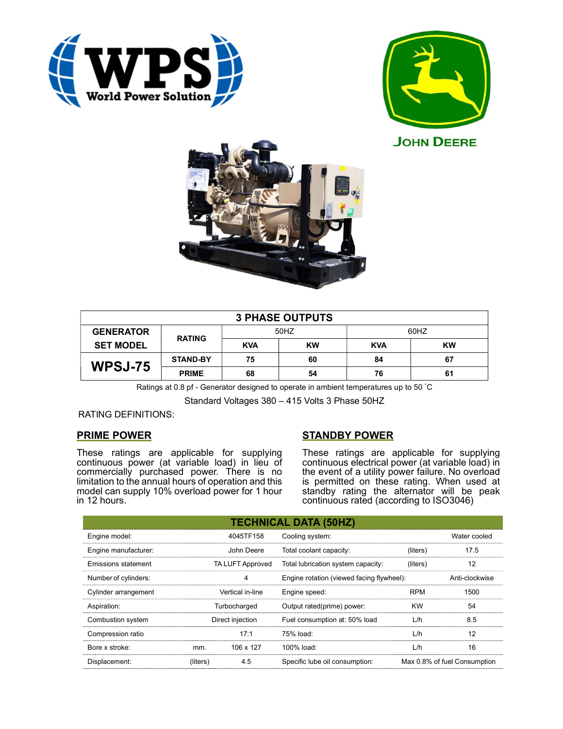| 3 PHASE OUTPUTS | | | | | |
|---|---|---|---|---|---|
| GENERATOR SET MODEL | RATING | 50HZ | | 60HZ | |
| | | KVA | KW | KVA | KW |
| WPSJ-75 | STAND-BY | 75 | 60 | 84 | 67 |
| | PRIME | 68 | 54 | 76 | 61 |

Ratings at 0.8 pf - Generator designed to operate in ambient temperatures up to 50 ˚C

Standard Voltages 380 – 415 Volts 3 Phase 50HZ

RATING DEFINITIONS:

## PRIME POWER

These ratings are applicable for supplying continuous power (at variable load) in lieu of commercially purchased power. There is no limitation to the annual hours of operation and this model can supply 10% overload power for 1 hour in 12 hours.

## STANDBY POWER

These ratings are applicable for supplying continuous electrical power (at variable load) in the event of a utility power failure. No overload is permitted on these rating. When used at standby rating the alternator will be peak continuous rated (according to ISO3046)

| TECHNICAL DATA (50HZ) | | | | | |
|---|---|---|---|---|---|
| Engine model: | | 4045TF158 | Cooling system: | | Water cooled |
| Engine manufacturer: | | John Deere | Total coolant capacity: | (liters) | 17.5 |
| Emissions statement | | TA LUFT Approved | Total lubrication system capacity: | (liters) | 12 |
| Number of cylinders: | | 4 | Engine rotation (viewed facing flywheel): | | Anti-clockwise |
| Cylinder arrangement | | Vertical in-line | Engine speed: | RPM | 1500 |
| Aspiration: | | Turbocharged | Output rated(prime) power: | KW | 54 |
| Combustion system | | Direct injection | Fuel consumption at: 50% load | L/h | 8.5 |
| Compression ratio | | 17:1 | 75% load: | L/h | 12 |
| Bore x stroke: | mm. | 106 x 127 | 100% load: | L/h | 16 |
| Displacement: | (liters) | 4.5 | Specific lube oil consumption: | | Max 0.8% of fuel Consumption |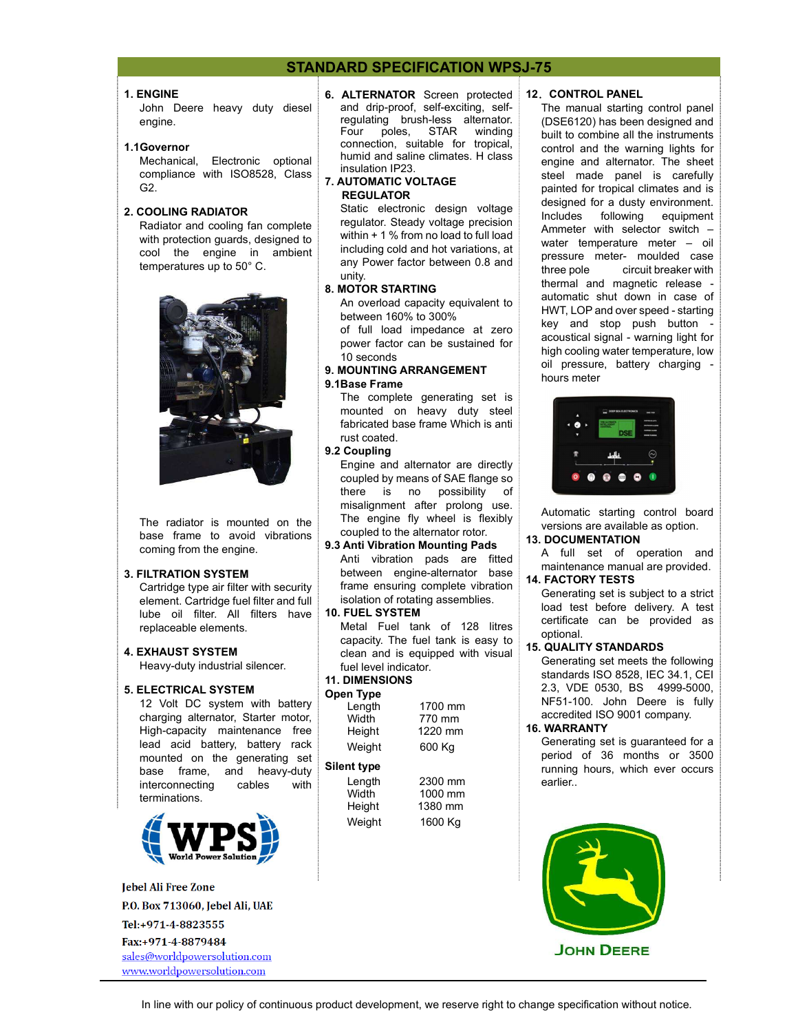# STANDARD SPECIFICATION WPSJ-75

## 1. ENGINE

John Deere heavy duty diesel engine.

### 1.1Governor

Mechanical, Electronic optional compliance with ISO8528, Class G2.

## 2. COOLING RADIATOR

Radiator and cooling fan complete with protection guards, designed to cool the engine in ambient temperatures up to 50° C.

The radiator is mounted on the base frame to avoid vibrations coming from the engine.

## 3. FILTRATION SYSTEM

Cartridge type air filter with security element. Cartridge fuel filter and full lube oil filter. All filters have replaceable elements.

## 4. EXHAUST SYSTEM

Heavy-duty industrial silencer.

## 5. ELECTRICAL SYSTEM

12 Volt DC system with battery charging alternator, Starter motor, High-capacity maintenance free lead acid battery, battery rack mounted on the generating set base frame, and heavy-duty interconnecting cables with terminations.

WPS World Power Solution

Jebel Ali Free Zone
P.O. Box 713060, Jebel Ali, UAE
Tel:+971-4-8823555
Fax:+971-4-8879484
sales@worldpowersolution.com
www.worldpowersolution.com

## 6. ALTERNATOR

Screen protected and drip-proof, self-exciting, self-regulating brush-less alternator. Four poles, STAR winding connection, suitable for tropical, humid and saline climates. H class insulation IP23.

## 7. AUTOMATIC VOLTAGE REGULATOR

Static electronic design voltage regulator. Steady voltage precision within + 1 % from no load to full load including cold and hot variations, at any Power factor between 0.8 and unity.

## 8. MOTOR STARTING

An overload capacity equivalent to between 160% to 300% of full load impedance at zero power factor can be sustained for 10 seconds

## 9. MOUNTING ARRANGEMENT

### 9.1Base Frame

The complete generating set is mounted on heavy duty steel fabricated base frame Which is anti rust coated.

### 9.2 Coupling

Engine and alternator are directly coupled by means of SAE flange so there is no possibility of misalignment after prolong use. The engine fly wheel is flexibly coupled to the alternator rotor.

### 9.3 Anti Vibration Mounting Pads

Anti vibration pads are fitted between engine-alternator base frame ensuring complete vibration isolation of rotating assemblies.

## 10. FUEL SYSTEM

Metal Fuel tank of 128 litres capacity. The fuel tank is easy to clean and is equipped with visual fuel level indicator.

## 11. DIMENSIONS

**Open Type**

| | |
|---|---|
| Length | 1700 mm |
| Width | 770 mm |
| Height | 1220 mm |
| Weight | 600 Kg |

**Silent type**

| | |
|---|---|
| Length | 2300 mm |
| Width | 1000 mm |
| Height | 1380 mm |
| Weight | 1600 Kg |

## 12. CONTROL PANEL

The manual starting control panel (DSE6120) has been designed and built to combine all the instruments control and the warning lights for engine and alternator. The sheet steel made panel is carefully painted for tropical climates and is designed for a dusty environment. Includes following equipment Ammeter with selector switch – water temperature meter – oil pressure meter- moulded case three pole circuit breaker with thermal and magnetic release - automatic shut down in case of HWT, LOP and over speed - starting key and stop push button - acoustical signal - warning light for high cooling water temperature, low oil pressure, battery charging - hours meter

Automatic starting control board versions are available as option.

## 13. DOCUMENTATION

A full set of operation and maintenance manual are provided.

## 14. FACTORY TESTS

Generating set is subject to a strict load test before delivery. A test certificate can be provided as optional.

## 15. QUALITY STANDARDS

Generating set meets the following standards ISO 8528, IEC 34.1, CEI 2.3, VDE 0530, BS 4999-5000, NF51-100. John Deere is fully accredited ISO 9001 company.

## 16. WARRANTY

Generating set is guaranteed for a period of 36 months or 3500 running hours, which ever occurs earlier..

JOHN DEERE

In line with our policy of continuous product development, we reserve right to change specification without notice.